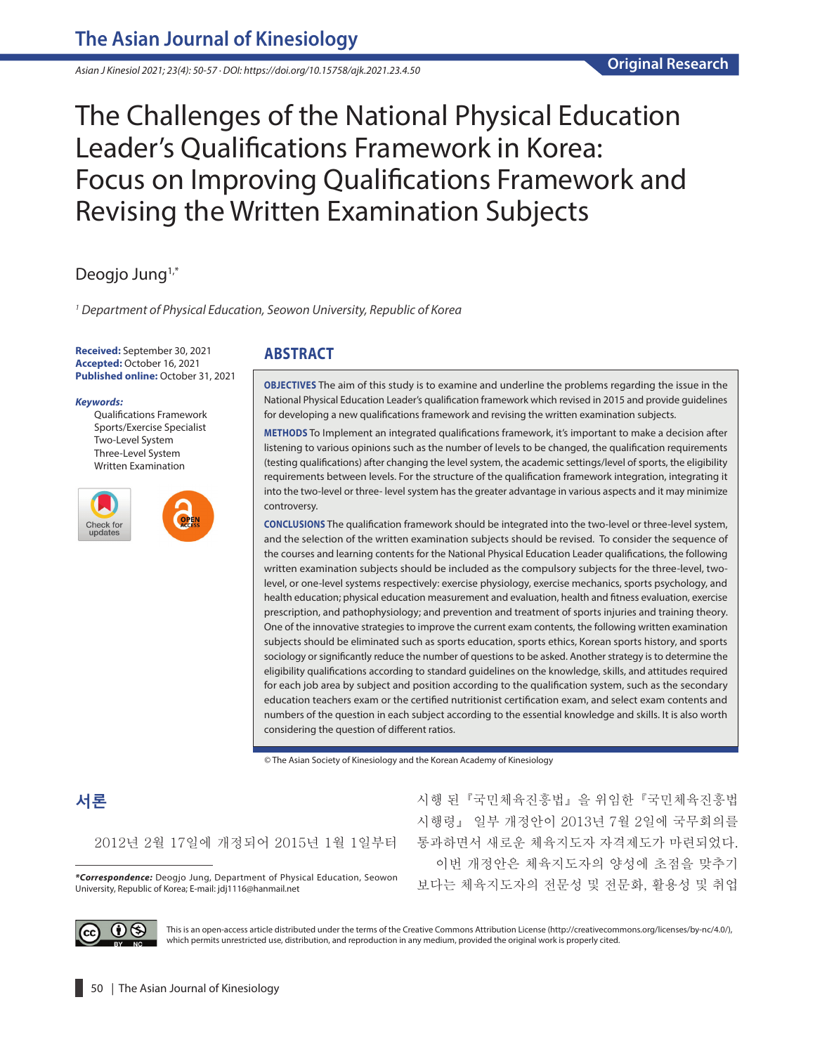Original Research

# The Challenges of the National Physical Education Leader's Qualifications Framework in Korea: Focus on Improving Qualifications Framework and Revising the Written Examination Subjects

Deogjo Jung[1,*]

[1] Department of Physical Education, Seowon University, Republic of Korea

**Received:** September 30, 2021
**Accepted:** October 16, 2021
**Published online:** October 31, 2021

***Keywords:***
Qualifications Framework
Sports/Exercise Specialist
Two-Level System
Three-Level System
Written Examination

## ABSTRACT

**OBJECTIVES** The aim of this study is to examine and underline the problems regarding the issue in the National Physical Education Leader's qualification framework which revised in 2015 and provide guidelines for developing a new qualifications framework and revising the written examination subjects.

**METHODS** To Implement an integrated qualifications framework, it's important to make a decision after listening to various opinions such as the number of levels to be changed, the qualification requirements (testing qualifications) after changing the level system, the academic settings/level of sports, the eligibility requirements between levels. For the structure of the qualification framework integration, integrating it into the two-level or three- level system has the greater advantage in various aspects and it may minimize controversy.

**CONCLUSIONS** The qualification framework should be integrated into the two-level or three-level system, and the selection of the written examination subjects should be revised. To consider the sequence of the courses and learning contents for the National Physical Education Leader qualifications, the following written examination subjects should be included as the compulsory subjects for the three-level, two-level, or one-level systems respectively: exercise physiology, exercise mechanics, sports psychology, and health education; physical education measurement and evaluation, health and fitness evaluation, exercise prescription, and pathophysiology; and prevention and treatment of sports injuries and training theory. One of the innovative strategies to improve the current exam contents, the following written examination subjects should be eliminated such as sports education, sports ethics, Korean sports history, and sports sociology or significantly reduce the number of questions to be asked. Another strategy is to determine the eligibility qualifications according to standard guidelines on the knowledge, skills, and attitudes required for each job area by subject and position according to the qualification system, such as the secondary education teachers exam or the certified nutritionist certification exam, and select exam contents and numbers of the question in each subject according to the essential knowledge and skills. It is also worth considering the question of different ratios.

© The Asian Society of Kinesiology and the Korean Academy of Kinesiology

## 서론

2012년 2월 17일에 개정되어 2015년 1월 1일부터 시행 된 『국민체육진흥법』을 위임한 『국민체육진흥법 시행령』 일부 개정안이 2013년 7월 2일에 국무회의를 통과하면서 새로운 체육지도자 자격제도가 마련되었다.

이번 개정안은 체육지도자의 양성에 초점을 맞추기 보다는 체육지도자의 전문성 및 전문화, 활용성 및 취업

***Correspondence:*** Deogjo Jung, Department of Physical Education, Seowon University, Republic of Korea; E-mail: jdj1116@hanmail.net

This is an open-access article distributed under the terms of the Creative Commons Attribution License (http://creativecommons.org/licenses/by-nc/4.0/), which permits unrestricted use, distribution, and reproduction in any medium, provided the original work is properly cited.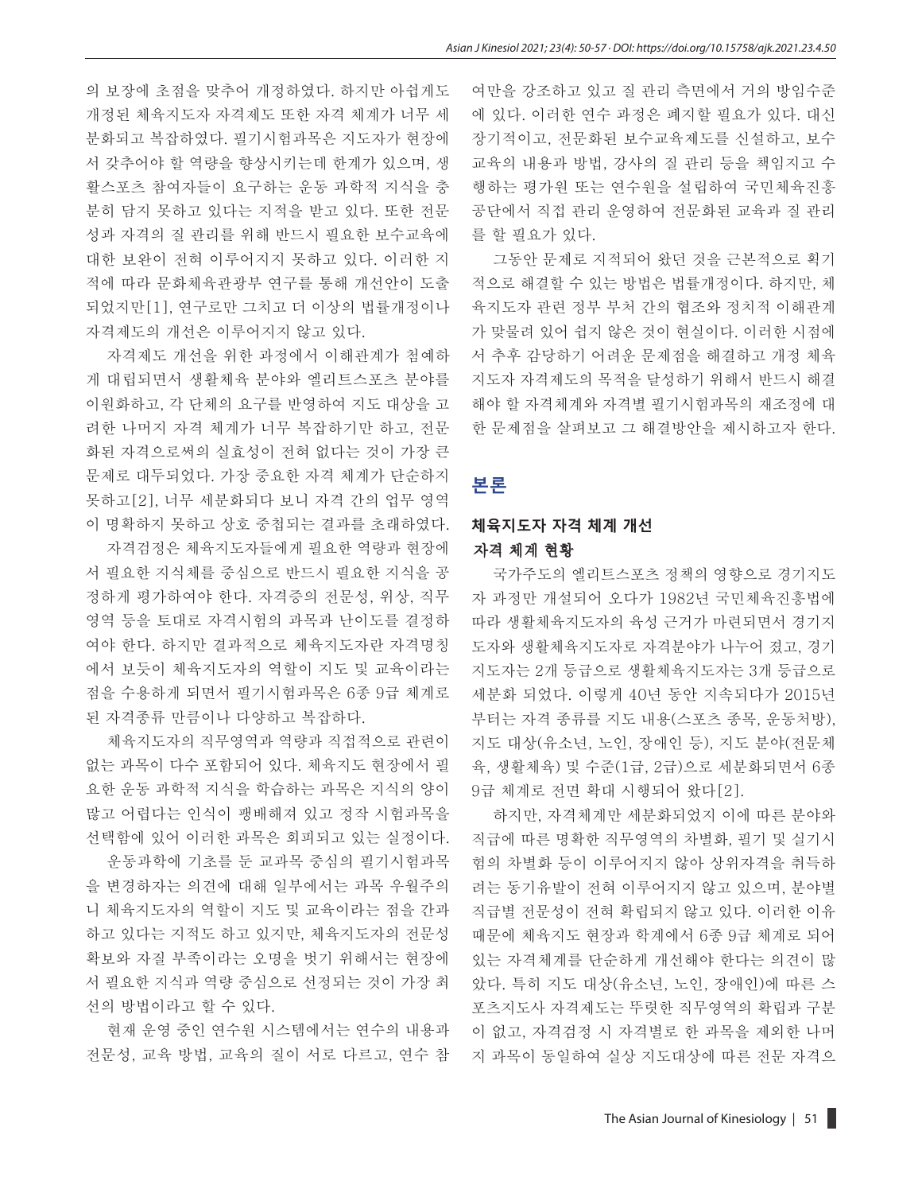의 보장에 초점을 맞추어 개정하였다. 하지만 아쉽게도 개정된 체육지도자 자격제도 또한 자격 체계가 너무 세분화되고 복잡하였다. 필기시험과목은 지도자가 현장에서 갖추어야 할 역량을 향상시키는데 한계가 있으며, 생활스포츠 참여자들이 요구하는 운동 과학적 지식을 충분히 담지 못하고 있다는 지적을 받고 있다. 또한 전문성과 자격의 질 관리를 위해 반드시 필요한 보수교육에 대한 보완이 전혀 이루어지지 못하고 있다. 이러한 지적에 따라 문화체육관광부 연구를 통해 개선안이 도출되었지만[1], 연구로만 그치고 더 이상의 법률개정이나 자격제도의 개선은 이루어지지 않고 있다.

자격제도 개선을 위한 과정에서 이해관계가 첨예하게 대립되면서 생활체육 분야와 엘리트스포츠 분야를 이원화하고, 각 단체의 요구를 반영하여 지도 대상을 고려한 나머지 자격 체계가 너무 복잡하기만 하고, 전문화된 자격으로써의 실효성이 전혀 없다는 것이 가장 큰 문제로 대두되었다. 가장 중요한 자격 체계가 단순하지 못하고[2], 너무 세분화되다 보니 자격 간의 업무 영역이 명확하지 못하고 상호 중첩되는 결과를 초래하였다.

자격검정은 체육지도자들에게 필요한 역량과 현장에서 필요한 지식체를 중심으로 반드시 필요한 지식을 공정하게 평가하여야 한다. 자격증의 전문성, 위상, 직무영역 등을 토대로 자격시험의 과목과 난이도를 결정하여야 한다. 하지만 결과적으로 체육지도자란 자격명칭에서 보듯이 체육지도자의 역할이 지도 및 교육이라는 점을 수용하게 되면서 필기시험과목은 6종 9급 체계로 된 자격종류 만큼이나 다양하고 복잡하다.

체육지도자의 직무영역과 역량과 직접적으로 관련이 없는 과목이 다수 포함되어 있다. 체육지도 현장에서 필요한 운동 과학적 지식을 학습하는 과목은 지식의 양이 많고 어렵다는 인식이 팽배해져 있고 정작 시험과목을 선택함에 있어 이러한 과목은 회피되고 있는 실정이다.

운동과학에 기초를 둔 교과목 중심의 필기시험과목을 변경하자는 의견에 대해 일부에서는 과목 우월주의니 체육지도자의 역할이 지도 및 교육이라는 점을 간과하고 있다는 지적도 하고 있지만, 체육지도자의 전문성 확보와 자질 부족이라는 오명을 벗기 위해서는 현장에서 필요한 지식과 역량 중심으로 선정되는 것이 가장 최선의 방법이라고 할 수 있다.

현재 운영 중인 연수원 시스템에서는 연수의 내용과 전문성, 교육 방법, 교육의 질이 서로 다르고, 연수 참여만을 강조하고 있고 질 관리 측면에서 거의 방임수준에 있다. 이러한 연수 과정은 폐지할 필요가 있다. 대신 장기적이고, 전문화된 보수교육제도를 신설하고, 보수교육의 내용과 방법, 강사의 질 관리 등을 책임지고 수행하는 평가원 또는 연수원을 설립하여 국민체육진흥공단에서 직접 관리 운영하여 전문화된 교육과 질 관리를 할 필요가 있다.

그동안 문제로 지적되어 왔던 것을 근본적으로 획기적으로 해결할 수 있는 방법은 법률개정이다. 하지만, 체육지도자 관련 정부 부처 간의 협조와 정치적 이해관계가 맞물려 있어 쉽지 않은 것이 현실이다. 이러한 시점에서 추후 감당하기 어려운 문제점을 해결하고 개정 체육지도자 자격제도의 목적을 달성하기 위해서 반드시 해결해야 할 자격체계와 자격별 필기시험과목의 재조정에 대한 문제점을 살펴보고 그 해결방안을 제시하고자 한다.

## 본론

### 체육지도자 자격 체계 개선

#### 자격 체계 현황

국가주도의 엘리트스포츠 정책의 영향으로 경기지도자 과정만 개설되어 오다가 1982년 국민체육진흥법에 따라 생활체육지도자의 육성 근거가 마련되면서 경기지도자와 생활체육지도자로 자격분야가 나누어 졌고, 경기지도자는 2개 등급으로 생활체육지도자는 3개 등급으로 세분화 되었다. 이렇게 40년 동안 지속되다가 2015년부터는 자격 종류를 지도 내용(스포츠 종목, 운동처방), 지도 대상(유소년, 노인, 장애인 등), 지도 분야(전문체육, 생활체육) 및 수준(1급, 2급)으로 세분화되면서 6종 9급 체계로 전면 확대 시행되어 왔다[2].

하지만, 자격체계만 세분화되었지 이에 따른 분야와 직급에 따른 명확한 직무영역의 차별화, 필기 및 실기시험의 차별화 등이 이루어지지 않아 상위자격을 취득하려는 동기유발이 전혀 이루어지지 않고 있으며, 분야별 직급별 전문성이 전혀 확립되지 않고 있다. 이러한 이유 때문에 체육지도 현장과 학계에서 6종 9급 체계로 되어 있는 자격체계를 단순하게 개선해야 한다는 의견이 많았다. 특히 지도 대상(유소년, 노인, 장애인)에 따른 스포츠지도사 자격제도는 뚜렷한 직무영역의 확립과 구분이 없고, 자격검정 시 자격별로 한 과목을 제외한 나머지 과목이 동일하여 실상 지도대상에 따른 전문 자격으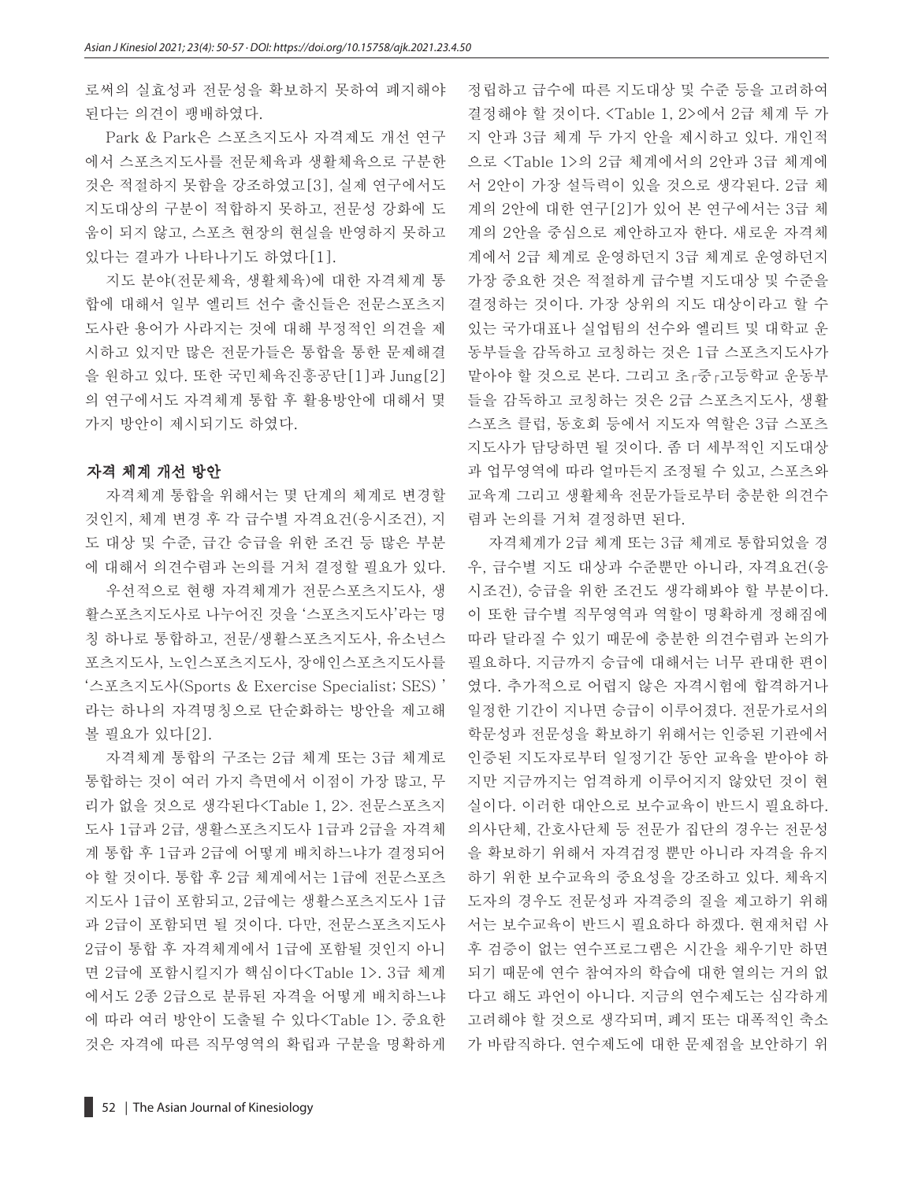로써의 실효성과 전문성을 확보하지 못하여 폐지해야 된다는 의견이 팽배하였다.

Park & Park은 스포츠지도사 자격제도 개선 연구에서 스포츠지도사를 전문체육과 생활체육으로 구분한 것은 적절하지 못함을 강조하였고[3], 실제 연구에서도 지도대상의 구분이 적합하지 못하고, 전문성 강화에 도움이 되지 않고, 스포츠 현장의 현실을 반영하지 못하고 있다는 결과가 나타나기도 하였다[1].

지도 분야(전문체육, 생활체육)에 대한 자격체계 통합에 대해서 일부 엘리트 선수 출신들은 전문스포츠지도사란 용어가 사라지는 것에 대해 부정적인 의견을 제시하고 있지만 많은 전문가들은 통합을 통한 문제해결을 원하고 있다. 또한 국민체육진흥공단[1]과 Jung[2]의 연구에서도 자격체계 통합 후 활용방안에 대해서 몇 가지 방안이 제시되기도 하였다.

## 자격 체계 개선 방안

자격체계 통합을 위해서는 몇 단계의 체계로 변경할 것인지, 체계 변경 후 각 급수별 자격요건(응시조건), 지도 대상 및 수준, 급간 승급을 위한 조건 등 많은 부분에 대해서 의견수렴과 논의를 거쳐 결정할 필요가 있다.

우선적으로 현행 자격체계가 전문스포츠지도사, 생활스포츠지도사로 나누어진 것을 '스포츠지도사'라는 명칭 하나로 통합하고, 전문/생활스포츠지도사, 유소년스포츠지도사, 노인스포츠지도사, 장애인스포츠지도사를 '스포츠지도사(Sports & Exercise Specialist; SES) '라는 하나의 자격명칭으로 단순화하는 방안을 제고해 볼 필요가 있다[2].

자격체계 통합의 구조는 2급 체계 또는 3급 체계로 통합하는 것이 여러 가지 측면에서 이점이 가장 많고, 무리가 없을 것으로 생각된다<Table 1, 2>. 전문스포츠지도사 1급과 2급, 생활스포츠지도사 1급과 2급을 자격체계 통합 후 1급과 2급에 어떻게 배치하느냐가 결정되어야 할 것이다. 통합 후 2급 체계에서는 1급에 전문스포츠지도사 1급이 포함되고, 2급에는 생활스포츠지도사 1급과 2급이 포함되면 될 것이다. 다만, 전문스포츠지도사 2급이 통합 후 자격체계에서 1급에 포함될 것인지 아니면 2급에 포함시킬지가 핵심이다<Table 1>. 3급 체계에서도 2종 2급으로 분류된 자격을 어떻게 배치하느냐에 따라 여러 방안이 도출될 수 있다<Table 1>. 중요한 것은 자격에 따른 직무영역의 확립과 구분을 명확하게 정립하고 급수에 따른 지도대상 및 수준 등을 고려하여 결정해야 할 것이다. <Table 1, 2>에서 2급 체계 두 가지 안과 3급 체계 두 가지 안을 제시하고 있다. 개인적으로 <Table 1>의 2급 체계에서의 2안과 3급 체계에서 2안이 가장 설득력이 있을 것으로 생각된다. 2급 체계의 2안에 대한 연구[2]가 있어 본 연구에서는 3급 체계의 2안을 중심으로 제안하고자 한다. 새로운 자격체계에서 2급 체계로 운영하던지 3급 체계로 운영하던지 가장 중요한 것은 적절하게 급수별 지도대상 및 수준을 결정하는 것이다. 가장 상위의 지도 대상이라고 할 수 있는 국가대표나 실업팀의 선수와 엘리트 및 대학교 운동부들을 감독하고 코칭하는 것은 1급 스포츠지도사가 맡아야 할 것으로 본다. 그리고 초┌중┌고등학교 운동부들을 감독하고 코칭하는 것은 2급 스포츠지도사, 생활스포츠 클럽, 동호회 등에서 지도자 역할은 3급 스포츠지도사가 담당하면 될 것이다. 좀 더 세부적인 지도대상과 업무영역에 따라 얼마든지 조정될 수 있고, 스포츠와 교육계 그리고 생활체육 전문가들로부터 충분한 의견수렴과 논의를 거쳐 결정하면 된다.

자격체계가 2급 체계 또는 3급 체계로 통합되었을 경우, 급수별 지도 대상과 수준뿐만 아니라, 자격요건(응시조건), 승급을 위한 조건도 생각해봐야 할 부분이다. 이 또한 급수별 직무영역과 역할이 명확하게 정해짐에 따라 달라질 수 있기 때문에 충분한 의견수렴과 논의가 필요하다. 지금까지 승급에 대해서는 너무 관대한 편이였다. 추가적으로 어렵지 않은 자격시험에 합격하거나 일정한 기간이 지나면 승급이 이루어졌다. 전문가로서의 학문성과 전문성을 확보하기 위해서는 인증된 기관에서 인증된 지도자로부터 일정기간 동안 교육을 받아야 하지만 지금까지는 엄격하게 이루어지지 않았던 것이 현실이다. 이러한 대안으로 보수교육이 반드시 필요하다. 의사단체, 간호사단체 등 전문가 집단의 경우는 전문성을 확보하기 위해서 자격검정 뿐만 아니라 자격을 유지하기 위한 보수교육의 중요성을 강조하고 있다. 체육지도자의 경우도 전문성과 자격증의 질을 제고하기 위해서는 보수교육이 반드시 필요하다 하겠다. 현재처럼 사후 검증이 없는 연수프로그램은 시간을 채우기만 하면 되기 때문에 연수 참여자의 학습에 대한 열의는 거의 없다고 해도 과언이 아니다. 지금의 연수제도는 심각하게 고려해야 할 것으로 생각되며, 폐지 또는 대폭적인 축소가 바람직하다. 연수제도에 대한 문제점을 보안하기 위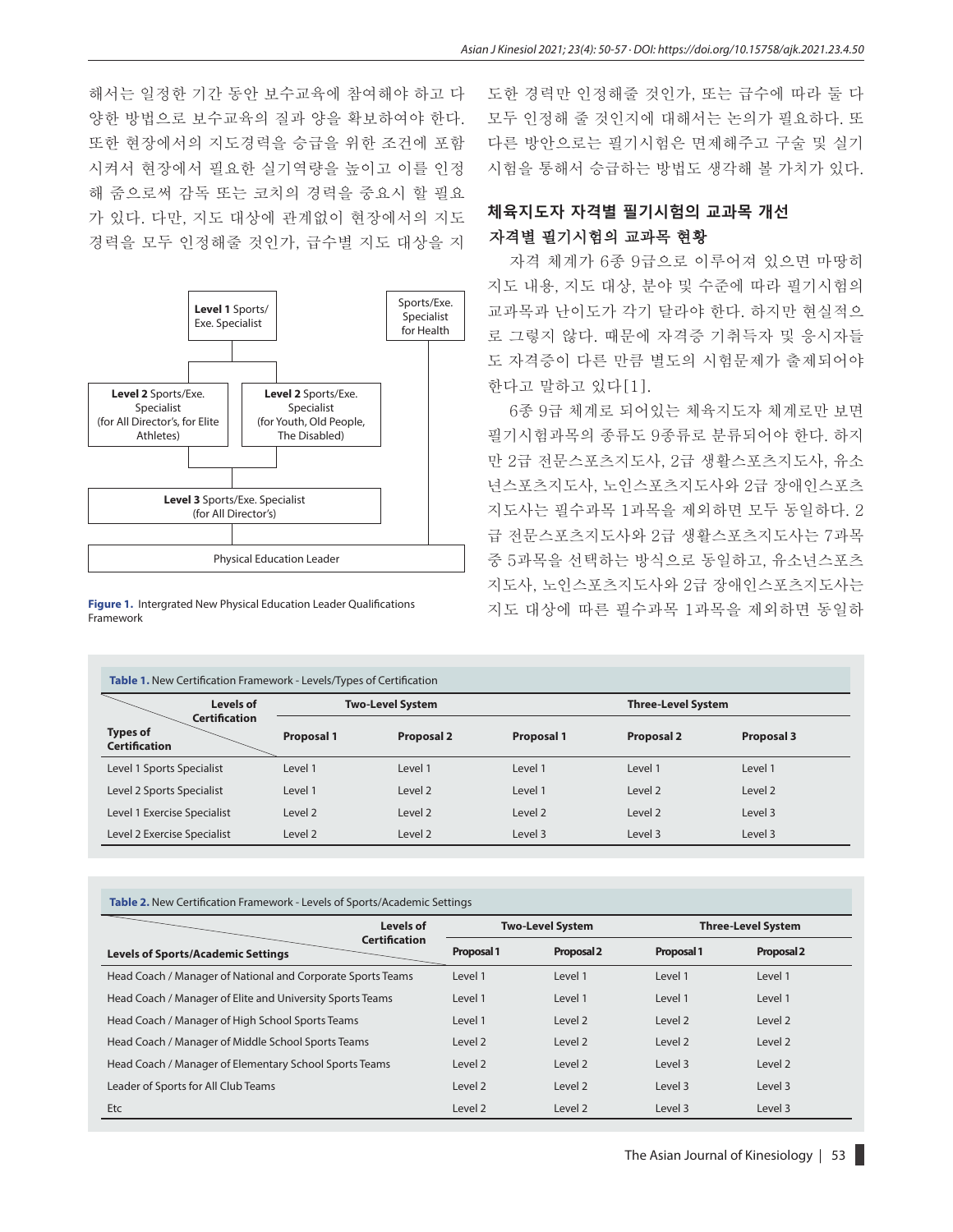해서는 일정한 기간 동안 보수교육에 참여해야 하고 다양한 방법으로 보수교육의 질과 양을 확보하여야 한다. 또한 현장에서의 지도경력을 승급을 위한 조건에 포함시켜서 현장에서 필요한 실기역량을 높이고 이를 인정해 줌으로써 감독 또는 코치의 경력을 중요시 할 필요가 있다. 다만, 지도 대상에 관계없이 현장에서의 지도경력을 모두 인정해줄 것인가, 급수별 지도 대상을 지도한 경력만 인정해줄 것인가, 또는 급수에 따라 둘 다 모두 인정해 줄 것인지에 대해서는 논의가 필요하다. 또 다른 방안으로는 필기시험은 면제해주고 구술 및 실기시험을 통해서 승급하는 방법도 생각해 볼 가치가 있다.

**Figure 1.** Intergrated New Physical Education Leader Qualifications Framework

## 체육지도자 자격별 필기시험의 교과목 개선

### 자격별 필기시험의 교과목 현황

자격 체계가 6종 9급으로 이루어져 있으면 마땅히 지도 내용, 지도 대상, 분야 및 수준에 따라 필기시험의 교과목과 난이도가 각기 달라야 한다. 하지만 현실적으로 그렇지 않다. 때문에 자격증 기취득자 및 응시자들도 자격증이 다른 만큼 별도의 시험문제가 출제되어야 한다고 말하고 있다[1].

6종 9급 체계로 되어있는 체육지도자 체계로만 보면 필기시험과목의 종류도 9종류로 분류되어야 한다. 하지만 2급 전문스포츠지도사, 2급 생활스포츠지도사, 유소년스포츠지도사, 노인스포츠지도사와 2급 장애인스포츠지도사는 필수과목 1과목을 제외하면 모두 동일하다. 2급 전문스포츠지도사와 2급 생활스포츠지도사는 7과목 중 5과목을 선택하는 방식으로 동일하고, 유소년스포츠지도사, 노인스포츠지도사와 2급 장애인스포츠지도사는 지도 대상에 따른 필수과목 1과목을 제외하면 동일하

**Table 1.** New Certification Framework - Levels/Types of Certification

| Types of Certification \ Levels of Certification | Two-Level System | | Three-Level System | | |
|---|---|---|---|---|---|
| | Proposal 1 | Proposal 2 | Proposal 1 | Proposal 2 | Proposal 3 |
| Level 1 Sports Specialist | Level 1 | Level 1 | Level 1 | Level 1 | Level 1 |
| Level 2 Sports Specialist | Level 1 | Level 2 | Level 1 | Level 2 | Level 2 |
| Level 1 Exercise Specialist | Level 2 | Level 2 | Level 2 | Level 2 | Level 3 |
| Level 2 Exercise Specialist | Level 2 | Level 2 | Level 3 | Level 3 | Level 3 |

**Table 2.** New Certification Framework - Levels of Sports/Academic Settings

| Levels of Sports/Academic Settings \ Levels of Certification | Two-Level System | | Three-Level System | |
|---|---|---|---|---|
| | Proposal 1 | Proposal 2 | Proposal 1 | Proposal 2 |
| Head Coach / Manager of National and Corporate Sports Teams | Level 1 | Level 1 | Level 1 | Level 1 |
| Head Coach / Manager of Elite and University Sports Teams | Level 1 | Level 1 | Level 1 | Level 1 |
| Head Coach / Manager of High School Sports Teams | Level 1 | Level 2 | Level 2 | Level 2 |
| Head Coach / Manager of Middle School Sports Teams | Level 2 | Level 2 | Level 2 | Level 2 |
| Head Coach / Manager of Elementary School Sports Teams | Level 2 | Level 2 | Level 3 | Level 2 |
| Leader of Sports for All Club Teams | Level 2 | Level 2 | Level 3 | Level 3 |
| Etc | Level 2 | Level 2 | Level 3 | Level 3 |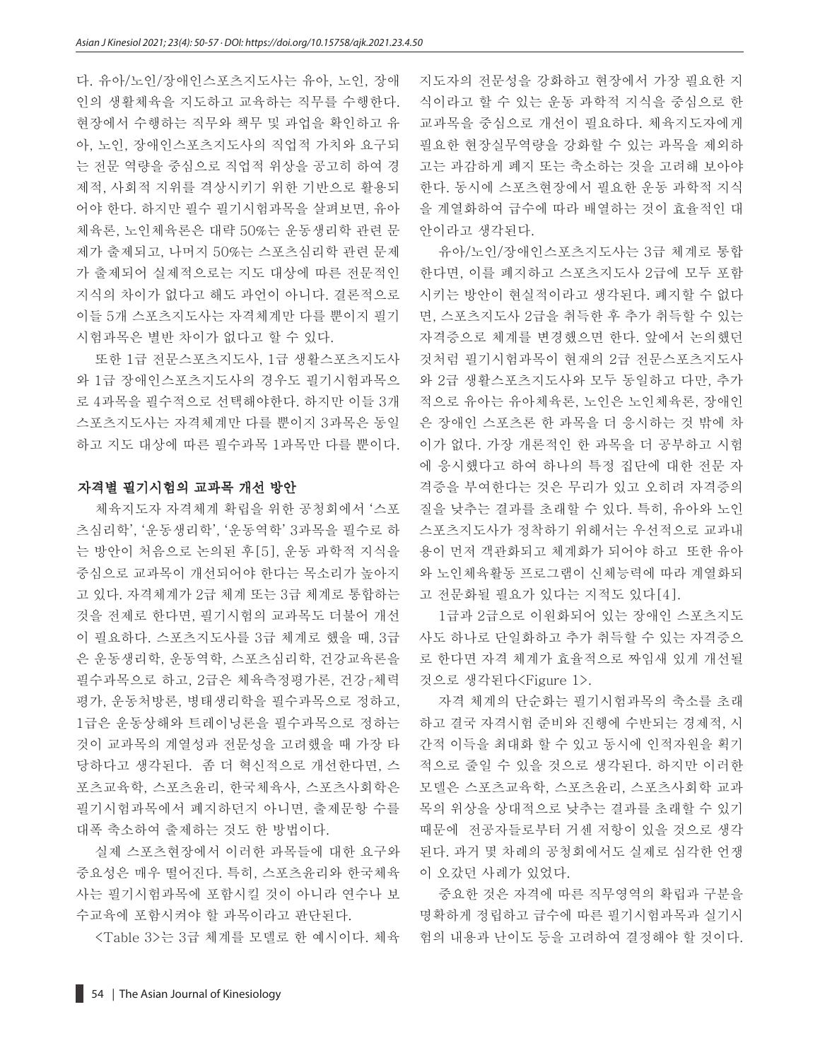다. 유아/노인/장애인스포츠지도사는 유아, 노인, 장애인의 생활체육을 지도하고 교육하는 직무를 수행한다. 현장에서 수행하는 직무와 책무 및 과업을 확인하고 유아, 노인, 장애인스포츠지도사의 직업적 가치와 요구되는 전문 역량을 중심으로 직업적 위상을 공고히 하여 경제적, 사회적 지위를 격상시키기 위한 기반으로 활용되어야 한다. 하지만 필수 필기시험과목을 살펴보면, 유아체육론, 노인체육론은 대략 50%는 운동생리학 관련 문제가 출제되고, 나머지 50%는 스포츠심리학 관련 문제가 출제되어 실제적으로는 지도 대상에 따른 전문적인 지식의 차이가 없다고 해도 과언이 아니다. 결론적으로 이들 5개 스포츠지도사는 자격체계만 다를 뿐이지 필기시험과목은 별반 차이가 없다고 할 수 있다.

또한 1급 전문스포츠지도사, 1급 생활스포츠지도사와 1급 장애인스포츠지도사의 경우도 필기시험과목으로 4과목을 필수적으로 선택해야한다. 하지만 이들 3개 스포츠지도사는 자격체계만 다를 뿐이지 3과목은 동일하고 지도 대상에 따른 필수과목 1과목만 다를 뿐이다.

## 자격별 필기시험의 교과목 개선 방안

체육지도자 자격체계 확립을 위한 공청회에서 '스포츠심리학', '운동생리학', '운동역학' 3과목을 필수로 하는 방안이 처음으로 논의된 후[5], 운동 과학적 지식을 중심으로 교과목이 개선되어야 한다는 목소리가 높아지고 있다. 자격체계가 2급 체계 또는 3급 체계로 통합하는 것을 전제로 한다면, 필기시험의 교과목도 더불어 개선이 필요하다. 스포츠지도사를 3급 체계로 했을 때, 3급은 운동생리학, 운동역학, 스포츠심리학, 건강교육론을 필수과목으로 하고, 2급은 체육측정평가론, 건강┌체력평가, 운동처방론, 병태생리학을 필수과목으로 정하고, 1급은 운동상해와 트레이닝론을 필수과목으로 정하는 것이 교과목의 계열성과 전문성을 고려했을 때 가장 타당하다고 생각된다. 좀 더 혁신적으로 개선한다면, 스포츠교육학, 스포츠윤리, 한국체육사, 스포츠사회학은 필기시험과목에서 폐지하던지 아니면, 출제문항 수를 대폭 축소하여 출제하는 것도 한 방법이다.

실제 스포츠현장에서 이러한 과목들에 대한 요구와 중요성은 매우 떨어진다. 특히, 스포츠윤리와 한국체육사는 필기시험과목에 포함시킬 것이 아니라 연수나 보수교육에 포함시켜야 할 과목이라고 판단된다.

<Table 3>는 3급 체계를 모델로 한 예시이다. 체육지도자의 전문성을 강화하고 현장에서 가장 필요한 지식이라고 할 수 있는 운동 과학적 지식을 중심으로 한 교과목을 중심으로 개선이 필요하다. 체육지도자에게 필요한 현장실무역량을 강화할 수 있는 과목을 제외하고는 과감하게 폐지 또는 축소하는 것을 고려해 보아야 한다. 동시에 스포츠현장에서 필요한 운동 과학적 지식을 계열화하여 급수에 따라 배열하는 것이 효율적인 대안이라고 생각된다.

유아/노인/장애인스포츠지도사는 3급 체계로 통합한다면, 이를 폐지하고 스포츠지도사 2급에 모두 포함시키는 방안이 현실적이라고 생각된다. 폐지할 수 없다면, 스포츠지도사 2급을 취득한 후 추가 취득할 수 있는 자격증으로 체계를 변경했으면 한다. 앞에서 논의했던 것처럼 필기시험과목이 현재의 2급 전문스포츠지도사와 2급 생활스포츠지도사와 모두 동일하고 다만, 추가적으로 유아는 유아체육론, 노인은 노인체육론, 장애인은 장애인 스포츠론 한 과목을 더 응시하는 것 밖에 차이가 없다. 가장 개론적인 한 과목을 더 공부하고 시험에 응시했다고 하여 하나의 특정 집단에 대한 전문 자격증을 부여한다는 것은 무리가 있고 오히려 자격증의 질을 낮추는 결과를 초래할 수 있다. 특히, 유아와 노인 스포츠지도사가 정착하기 위해서는 우선적으로 교과내용이 먼저 객관화되고 체계화가 되어야 하고 또한 유아와 노인체육활동 프로그램이 신체능력에 따라 계열화되고 전문화될 필요가 있다는 지적도 있다[4].

1급과 2급으로 이원화되어 있는 장애인 스포츠지도사도 하나로 단일화하고 추가 취득할 수 있는 자격증으로 한다면 자격 체계가 효율적으로 짜임새 있게 개선될 것으로 생각된다<Figure 1>.

자격 체계의 단순화는 필기시험과목의 축소를 초래하고 결국 자격시험 준비와 진행에 수반되는 경제적, 시간적 이득을 최대화 할 수 있고 동시에 인적자원을 획기적으로 줄일 수 있을 것으로 생각된다. 하지만 이러한 모델은 스포츠교육학, 스포츠윤리, 스포츠사회학 교과목의 위상을 상대적으로 낮추는 결과를 초래할 수 있기 때문에 전공자들로부터 거센 저항이 있을 것으로 생각된다. 과거 몇 차례의 공청회에서도 실제로 심각한 언쟁이 오갔던 사례가 있었다.

중요한 것은 자격에 따른 직무영역의 확립과 구분을 명확하게 정립하고 급수에 따른 필기시험과목과 실기시험의 내용과 난이도 등을 고려하여 결정해야 할 것이다.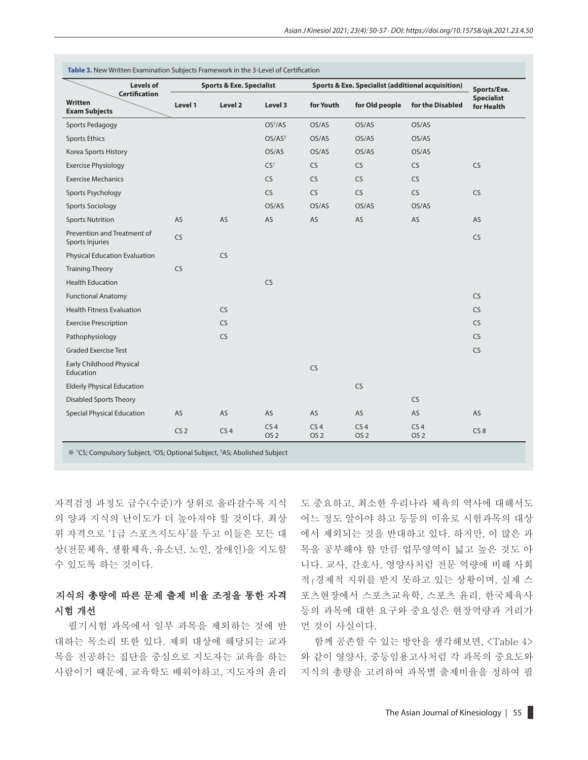**Table 3.** New Written Examination Subjects Framework in the 3-Level of Certification

| Levels of Certification / Written Exam Subjects | Sports & Exe. Specialist | | | Sports & Exe. Specialist (additional acquisition) | | | Sports/Exe. Specialist for Health |
|---|---|---|---|---|---|---|---|
| | Level 1 | Level 2 | Level 3 | for Youth | for Old people | for the Disabled | |
| Sports Pedagogy | | | OS[2]/AS | OS/AS | OS/AS | OS/AS | |
| Sports Ethics | | | OS/AS[3] | OS/AS | OS/AS | OS/AS | |
| Korea Sports History | | | OS/AS | OS/AS | OS/AS | OS/AS | |
| Exercise Physiology | | | CS[1] | CS | CS | CS | CS |
| Exercise Mechanics | | | CS | CS | CS | CS | |
| Sports Psychology | | | CS | CS | CS | CS | CS |
| Sports Sociology | | | OS/AS | OS/AS | OS/AS | OS/AS | |
| Sports Nutrition | AS | AS | AS | AS | AS | AS | AS |
| Prevention and Treatment of Sports Injuries | CS | | | | | | CS |
| Physical Education Evaluation | | CS | | | | | |
| Training Theory | CS | | | | | | |
| Health Education | | | CS | | | | |
| Functional Anatomy | | | | | | | CS |
| Health Fitness Evaluation | | CS | | | | | CS |
| Exercise Prescription | | CS | | | | | CS |
| Pathophysiology | | CS | | | | | CS |
| Graded Exercise Test | | | | | | | CS |
| Early Childhood Physical Education | | | | CS | | | |
| Elderly Physical Education | | | | | CS | | |
| Disabled Sports Theory | | | | | | CS | |
| Special Physical Education | AS | AS | AS | AS | AS | AS | AS |
| | CS 2 | CS 4 | CS 4 OS 2 | CS 4 OS 2 | CS 4 OS 2 | CS 4 OS 2 | CS 8 |

※ [1]CS; Compulsory Subject, [2]OS; Optional Subject, [3]AS; Abolished Subject

자격검정 과정도 급수(수준)가 상위로 올라갈수록 지식의 양과 지식의 난이도가 더 높아져야 할 것이다. 최상위 자격으로 '1급 스포츠지도사'를 두고 이들은 모든 대상(전문체육, 생활체육, 유소년, 노인, 장애인)을 지도할 수 있도록 하는 것이다.

### 지식의 총량에 따른 문제 출제 비율 조정을 통한 자격시험 개선

필기시험 과목에서 일부 과목을 제외하는 것에 반대하는 목소리 또한 있다. 제외 대상에 해당되는 교과목을 전공하는 집단을 중심으로 지도자는 교육을 하는 사람이기 때문에, 교육학도 배워야하고, 지도자의 윤리도 중요하고, 최소한 우리나라 체육의 역사에 대해서도 어느 정도 알아야 하고 등등의 이유로 시험과목의 대상에서 제외되는 것을 반대하고 있다. 하지만, 이 많은 과목을 공부해야 할 만큼 업무영역이 넓고 높은 것도 아니다. 교사, 간호사, 영양사처럼 전문 역량에 비해 사회적ㆍ경제적 지위를 받지 못하고 있는 상황이며, 실제 스포츠현장에서 스포츠교육학, 스포츠 윤리, 한국체육사 등의 과목에 대한 요구와 중요성은 현장역량과 거리가 먼 것이 사실이다.

함께 공존할 수 있는 방안을 생각해보면, <Table 4>와 같이 영양사, 중등임용고사처럼 각 과목의 중요도와 지식의 총량을 고려하여 과목별 출제비율을 정하여 필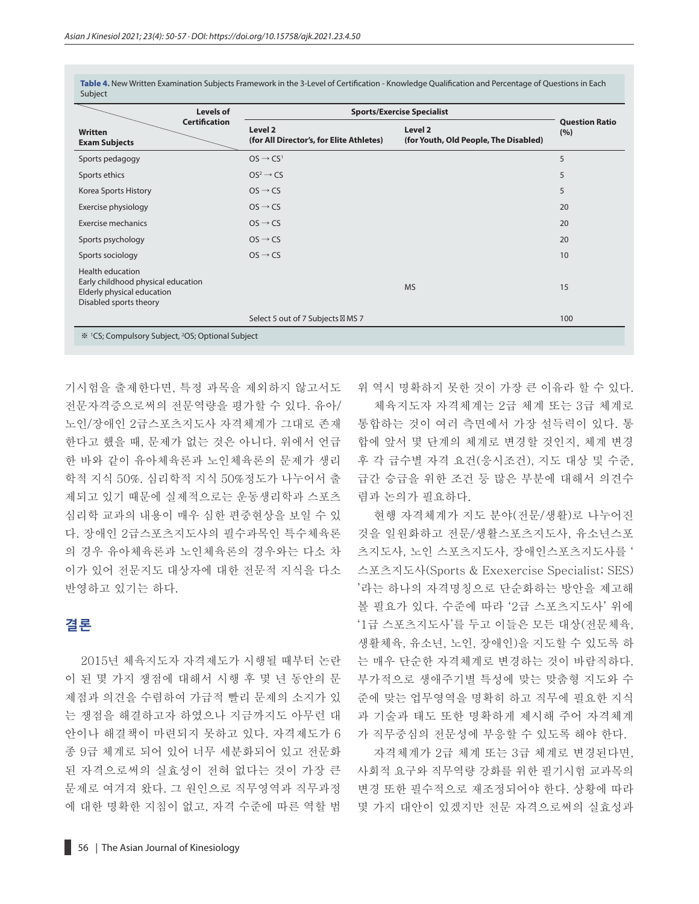**Table 4.** New Written Examination Subjects Framework in the 3-Level of Certification - Knowledge Qualification and Percentage of Questions in Each Subject

| Written Exam Subjects / Levels of Certification | Sports/Exercise Specialist | | Question Ratio (%) |
|---|---|---|---|
| | Level 2 (for All Director's, for Elite Athletes) | Level 2 (for Youth, Old People, The Disabled) | |
| Sports pedagogy | OS → CS[1] | | 5 |
| Sports ethics | OS[2] → CS | | 5 |
| Korea Sports History | OS → CS | | 5 |
| Exercise physiology | OS → CS | | 20 |
| Exercise mechanics | OS → CS | | 20 |
| Sports psychology | OS → CS | | 20 |
| Sports sociology | OS → CS | | 10 |
| Health education<br>Early childhood physical education<br>Elderly physical education<br>Disabled sports theory | | MS | 15 |
| | Select 5 out of 7 Subjects MS 7 | | 100 |

※ [1]CS; Compulsory Subject, [2]OS; Optional Subject

기시험을 출제한다면, 특정 과목을 제외하지 않고서도 전문자격증으로써의 전문역량을 평가할 수 있다. 유아/노인/장애인 2급스포츠지도사 자격체계가 그대로 존재한다고 했을 때, 문제가 없는 것은 아니다. 위에서 언급한 바와 같이 유아체육론과 노인체육론의 문제가 생리학적 지식 50%. 심리학적 지식 50%정도가 나누어서 출제되고 있기 때문에 실제적으로는 운동생리학과 스포츠심리학 교과의 내용이 매우 심한 편중현상을 보일 수 있다. 장애인 2급스포츠지도사의 필수과목인 특수체육론의 경우 유아체육론과 노인체육론의 경우와는 다소 차이가 있어 전문지도 대상자에 대한 전문적 지식을 다소 반영하고 있기는 하다.

## 결론

2015년 체육지도자 자격제도가 시행될 때부터 논란이 된 몇 가지 쟁점에 대해서 시행 후 몇 년 동안의 문제점과 의견을 수렴하여 가급적 빨리 문제의 소지가 있는 쟁점을 해결하고자 하였으나 지금까지도 아무런 대안이나 해결책이 마련되지 못하고 있다. 자격제도가 6종 9급 체계로 되어 있어 너무 세분화되어 있고 전문화된 자격으로써의 실효성이 전혀 없다는 것이 가장 큰 문제로 여겨져 왔다. 그 원인으로 직무영역과 직무과정에 대한 명확한 지침이 없고, 자격 수준에 따른 역할 범위 역시 명확하지 못한 것이 가장 큰 이유라 할 수 있다.

체육지도자 자격체계는 2급 체계 또는 3급 체계로 통합하는 것이 여러 측면에서 가장 설득력이 있다. 통합에 앞서 몇 단계의 체계로 변경할 것인지, 체계 변경 후 각 급수별 자격 요건(응시조건), 지도 대상 및 수준, 급간 승급을 위한 조건 등 많은 부분에 대해서 의견수렴과 논의가 필요하다.

현행 자격체계가 지도 분야(전문/생활)로 나누어진 것을 일원화하고 전문/생활스포츠지도사, 유소년스포츠지도사, 노인 스포츠지도사, 장애인스포츠지도사를 '스포츠지도사(Sports & Exexercise Specialist; SES)'라는 하나의 자격명칭으로 단순화하는 방안을 제고해 볼 필요가 있다. 수준에 따라 '2급 스포츠지도사' 위에 '1급 스포츠지도사'를 두고 이들은 모든 대상(전문체육, 생활체육, 유소년, 노인, 장애인)을 지도할 수 있도록 하는 매우 단순한 자격체계로 변경하는 것이 바람직하다. 부가적으로 생애주기별 특성에 맞는 맞춤형 지도와 수준에 맞는 업무영역을 명확히 하고 직무에 필요한 지식과 기술과 태도 또한 명확하게 제시해 주어 자격체계가 직무중심의 전문성에 부응할 수 있도록 해야 한다.

자격체계가 2급 체계 또는 3급 체계로 변경된다면, 사회적 요구와 직무역량 강화를 위한 필기시험 교과목의 변경 또한 필수적으로 재조정되어야 한다. 상황에 따라 몇 가지 대안이 있겠지만 전문 자격으로써의 실효성과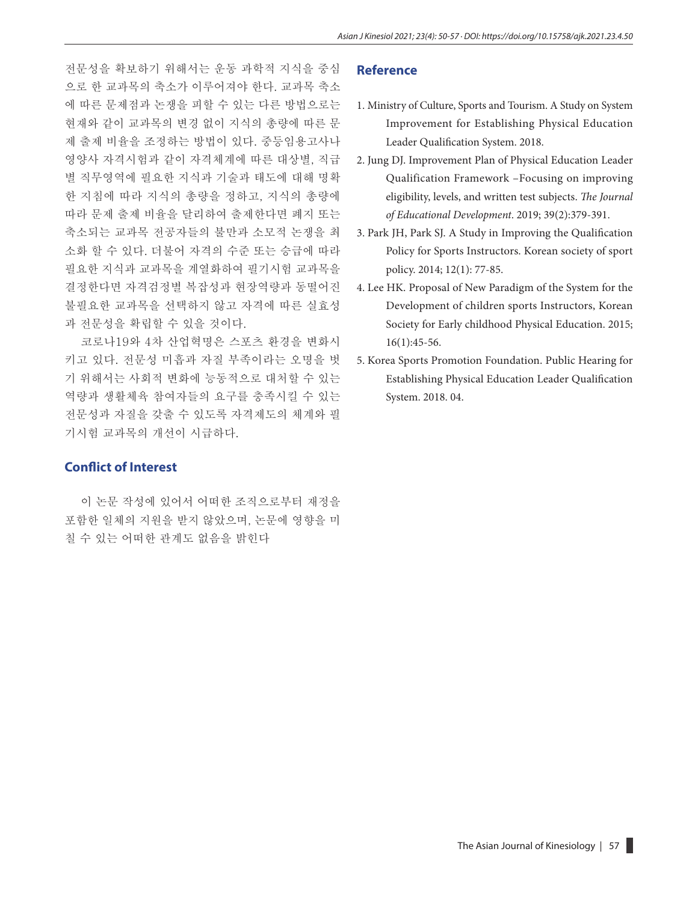전문성을 확보하기 위해서는 운동 과학적 지식을 중심으로 한 교과목의 축소가 이루어져야 한다. 교과목 축소에 따른 문제점과 논쟁을 피할 수 있는 다른 방법으로는 현재와 같이 교과목의 변경 없이 지식의 총량에 따른 문제 출제 비율을 조정하는 방법이 있다. 중등임용고사나 영양사 자격시험과 같이 자격체계에 따른 대상별, 직급별 직무영역에 필요한 지식과 기술과 태도에 대해 명확한 지침에 따라 지식의 총량을 정하고, 지식의 총량에 따라 문제 출제 비율을 달리하여 출제한다면 폐지 또는 축소되는 교과목 전공자들의 불만과 소모적 논쟁을 최소화 할 수 있다. 더불어 자격의 수준 또는 승급에 따라 필요한 지식과 교과목을 계열화하여 필기시험 교과목을 결정한다면 자격검정별 복잡성과 현장역량과 동떨어진 불필요한 교과목을 선택하지 않고 자격에 따른 실효성과 전문성을 확립할 수 있을 것이다.

코로나19와 4차 산업혁명은 스포츠 환경을 변화시키고 있다. 전문성 미흡과 자질 부족이라는 오명을 벗기 위해서는 사회적 변화에 능동적으로 대처할 수 있는 역량과 생활체육 참여자들의 요구를 충족시킬 수 있는 전문성과 자질을 갖출 수 있도록 자격제도의 체계와 필기시험 교과목의 개선이 시급하다.

## Conflict of Interest

이 논문 작성에 있어서 어떠한 조직으로부터 재정을 포함한 일체의 지원을 받지 않았으며, 논문에 영향을 미칠 수 있는 어떠한 관계도 없음을 밝힌다

## Reference

1. Ministry of Culture, Sports and Tourism. A Study on System Improvement for Establishing Physical Education Leader Qualification System. 2018.
2. Jung DJ. Improvement Plan of Physical Education Leader Qualification Framework –Focusing on improving eligibility, levels, and written test subjects. *The Journal of Educational Development*. 2019; 39(2):379-391.
3. Park JH, Park SJ. A Study in Improving the Qualification Policy for Sports Instructors. Korean society of sport policy. 2014; 12(1): 77-85.
4. Lee HK. Proposal of New Paradigm of the System for the Development of children sports Instructors, Korean Society for Early childhood Physical Education. 2015; 16(1):45-56.
5. Korea Sports Promotion Foundation. Public Hearing for Establishing Physical Education Leader Qualification System. 2018. 04.